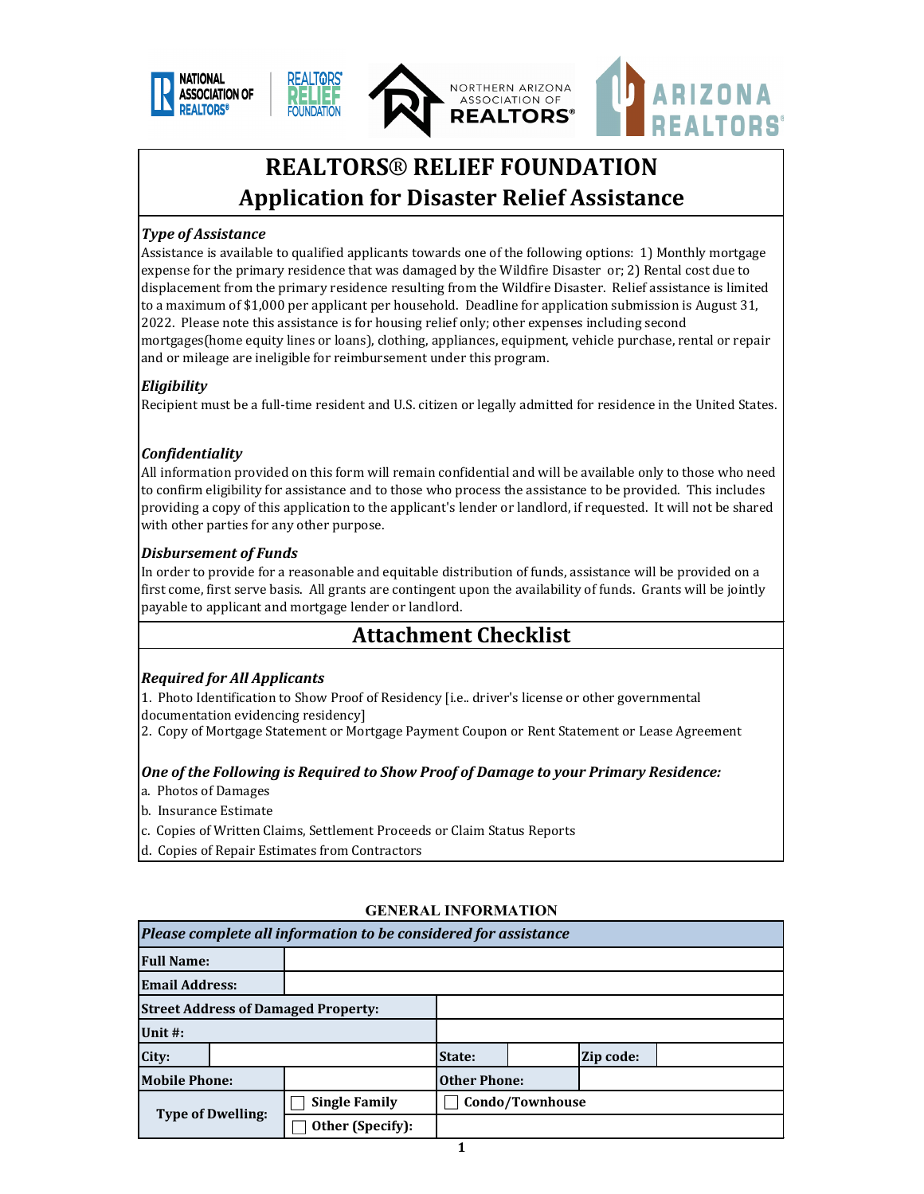# REALTORS® RELIEF FOUNDATION
## Application for Disaster Relief Assistance

***Type of Assistance***

Assistance is available to qualified applicants towards one of the following options: 1) Monthly mortgage expense for the primary residence that was damaged by the Wildfire Disaster or; 2) Rental cost due to displacement from the primary residence resulting from the Wildfire Disaster. Relief assistance is limited to a maximum of $1,000 per applicant per household. Deadline for application submission is August 31, 2022. Please note this assistance is for housing relief only; other expenses including second mortgages(home equity lines or loans), clothing, appliances, equipment, vehicle purchase, rental or repair and or mileage are ineligible for reimbursement under this program.

***Eligibility***

Recipient must be a full-time resident and U.S. citizen or legally admitted for residence in the United States.

***Confidentiality***

All information provided on this form will remain confidential and will be available only to those who need to confirm eligibility for assistance and to those who process the assistance to be provided. This includes providing a copy of this application to the applicant's lender or landlord, if requested. It will not be shared with other parties for any other purpose.

***Disbursement of Funds***

In order to provide for a reasonable and equitable distribution of funds, assistance will be provided on a first come, first serve basis. All grants are contingent upon the availability of funds. Grants will be jointly payable to applicant and mortgage lender or landlord.

## Attachment Checklist

***Required for All Applicants***

1. Photo Identification to Show Proof of Residency [i.e.. driver's license or other governmental documentation evidencing residency]
2. Copy of Mortgage Statement or Mortgage Payment Coupon or Rent Statement or Lease Agreement

***One of the Following is Required to Show Proof of Damage to your Primary Residence:***

a. Photos of Damages
b. Insurance Estimate
c. Copies of Written Claims, Settlement Proceeds or Claim Status Reports
d. Copies of Repair Estimates from Contractors

### GENERAL INFORMATION

| *Please complete all information to be considered for assistance* | | | | | |
|---|---|---|---|---|---|
| **Full Name:** | | | | | |
| **Email Address:** | | | | | |
| **Street Address of Damaged Property:** | | | | | |
| **Unit #:** | | | | | |
| **City:** | | **State:** | | **Zip code:** | |
| **Mobile Phone:** | | **Other Phone:** | | | |
| **Type of Dwelling:** | ☐ **Single Family** | ☐ **Condo/Townhouse** | | | |
| | ☐ **Other (Specify):** | | | | |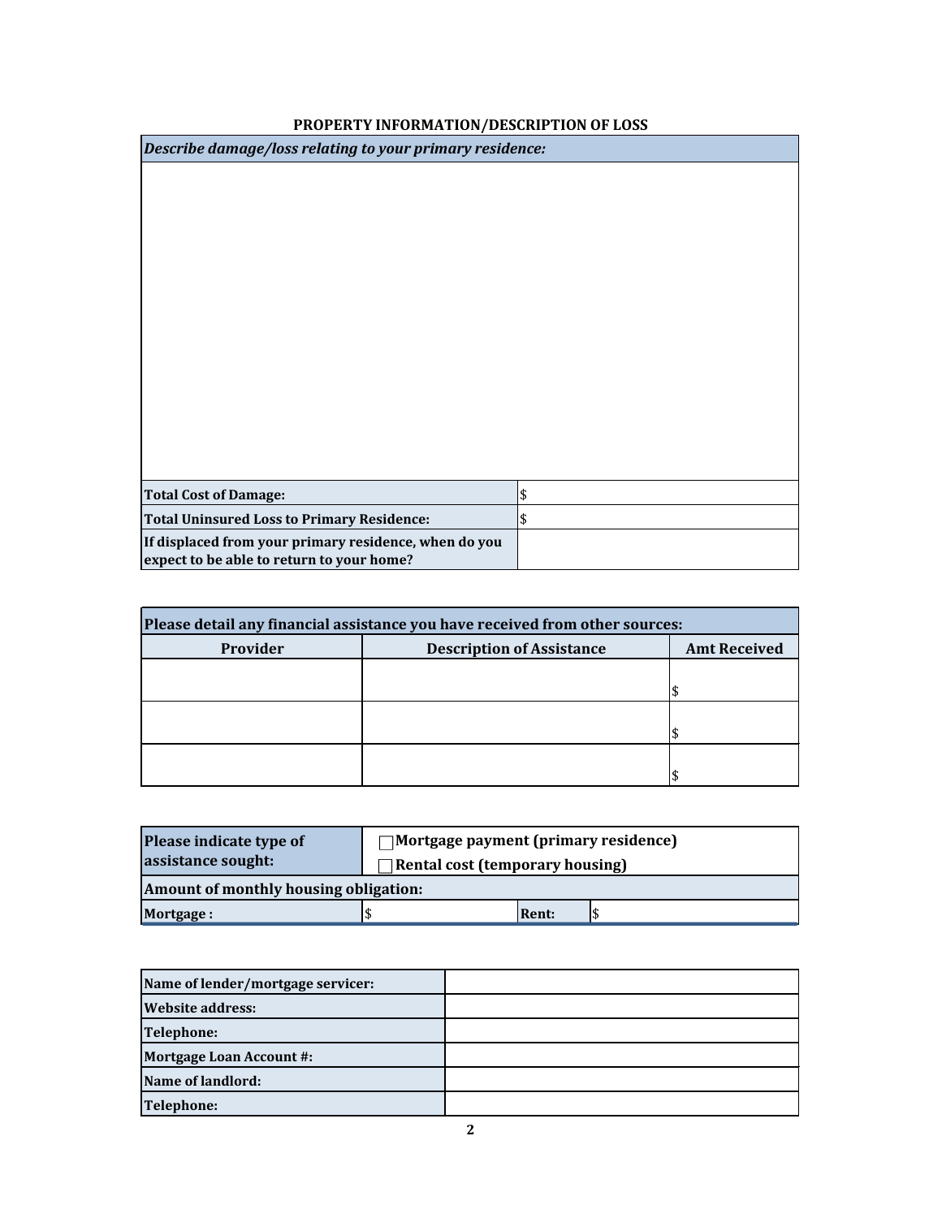## PROPERTY INFORMATION/DESCRIPTION OF LOSS

| ***Describe damage/loss relating to your primary residence:*** | |
|---|---|
| | |
| **Total Cost of Damage:** | $ |
| **Total Uninsured Loss to Primary Residence:** | $ |
| **If displaced from your primary residence, when do you expect to be able to return to your home?** | |

| **Please detail any financial assistance you have received from other sources:** | | |
|---|---|---|
| **Provider** | **Description of Assistance** | **Amt Received** |
| | | $ |
| | | $ |
| | | $ |

| **Please indicate type of assistance sought:** | ☐ **Mortgage payment (primary residence)** ☐ **Rental cost (temporary housing)** | | |
|---|---|---|---|
| **Amount of monthly housing obligation:** | | | |
| **Mortgage :** | $ | **Rent:** | $ |

| **Name of lender/mortgage servicer:** | |
|---|---|
| **Website address:** | |
| **Telephone:** | |
| **Mortgage Loan Account #:** | |
| **Name of landlord:** | |
| **Telephone:** | |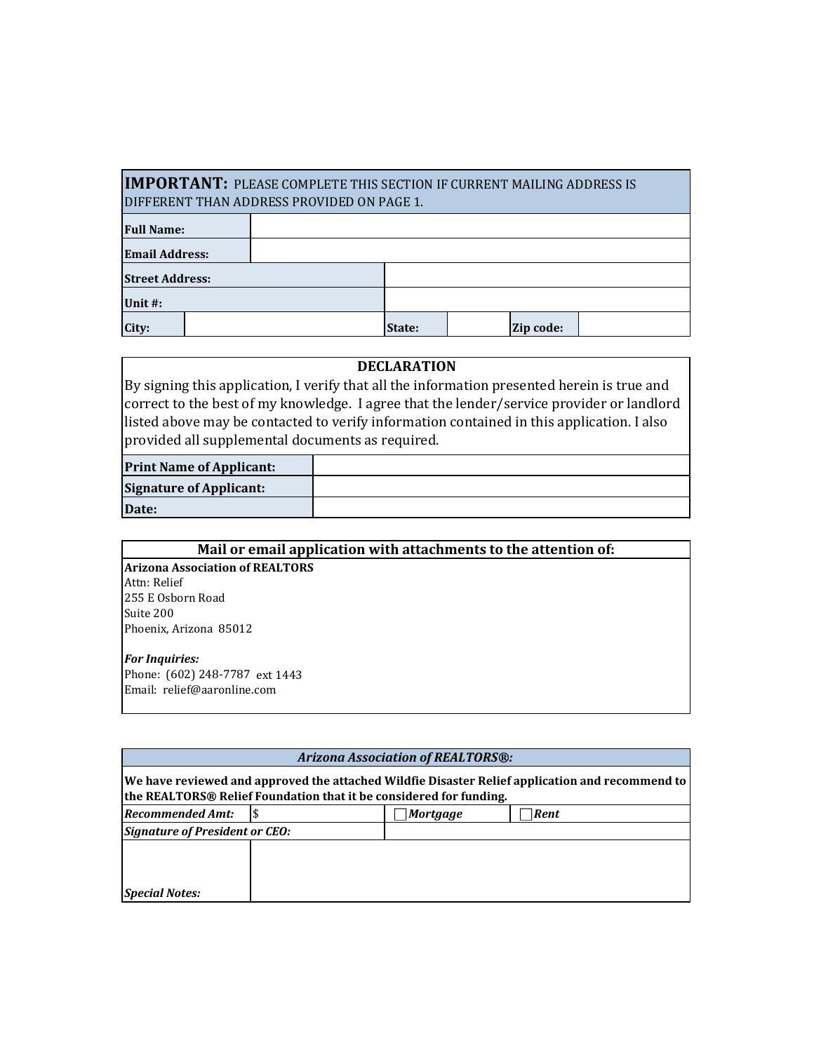| **IMPORTANT:** PLEASE COMPLETE THIS SECTION IF CURRENT MAILING ADDRESS IS DIFFERENT THAN ADDRESS PROVIDED ON PAGE 1. | | | |
|---|---|---|---|
| **Full Name:** | | | |
| **Email Address:** | | | |
| **Street Address:** | | | |
| **Unit #:** | | | |
| **City:** | **State:** | **Zip code:** | |

**DECLARATION**

By signing this application, I verify that all the information presented herein is true and correct to the best of my knowledge. I agree that the lender/service provider or landlord listed above may be contacted to verify information contained in this application. I also provided all supplemental documents as required.

| | |
|---|---|
| **Print Name of Applicant:** | |
| **Signature of Applicant:** | |
| **Date:** | |

**Mail or email application with attachments to the attention of:**

**Arizona Association of REALTORS**
Attn: Relief
255 E Osborn Road
Suite 200
Phoenix, Arizona 85012

***For Inquiries:***
Phone: (602) 248-7787 ext 1443
Email: relief@aaronline.com

| ***Arizona Association of REALTORS®:*** | | | |
|---|---|---|---|
| **We have reviewed and approved the attached Wildfie Disaster Relief application and recommend to the REALTORS® Relief Foundation that it be considered for funding.** | | | |
| ***Recommended Amt:*** | $ | ☐ ***Mortgage*** | ☐ ***Rent*** |
| ***Signature of President or CEO:*** | | | |
| ***Special Notes:*** | | | |